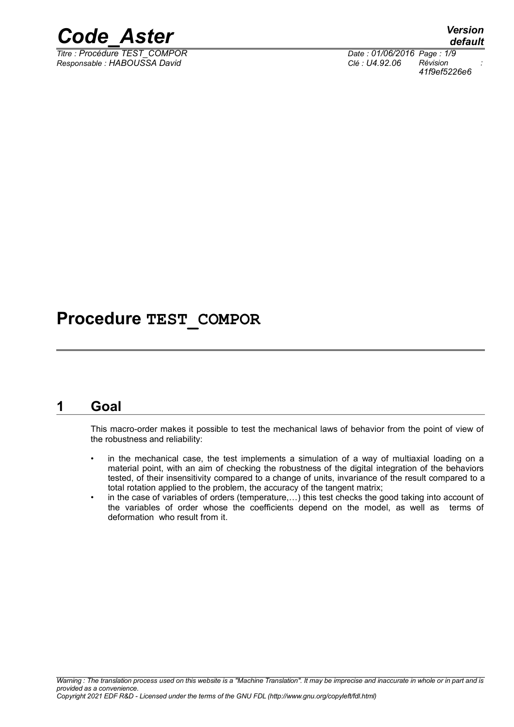# Procedure TEST_COMPOR

## 1 Goal

This macro-order makes it possible to test the mechanical laws of behavior from the point of view of the robustness and reliability:

- in the mechanical case, the test implements a simulation of a way of multiaxial loading on a material point, with an aim of checking the robustness of the digital integration of the behaviors tested, of their insensitivity compared to a change of units, invariance of the result compared to a total rotation applied to the problem, the accuracy of the tangent matrix;
- in the case of variables of orders (temperature,…) this test checks the good taking into account of the variables of order whose the coefficients depend on the model, as well as terms of deformation who result from it.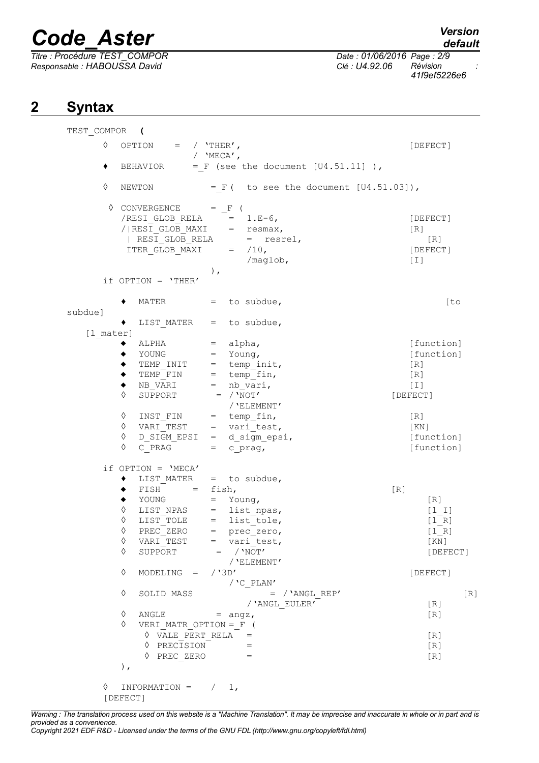## 2 Syntax

```
TEST_COMPOR  (
      ◊  OPTION     =  / 'THER',                                    [DEFECT]
                       / 'MECA',
      ♦  BEHAVIOR      =_F (see the document [U4.51.11] ),

      ◊  NEWTON           =_F(  to see the document [U4.51.03]),

       ◊ CONVERGENCE      = _F (
         /RESI_GLOB_RELA     =  1.E-6,                              [DEFECT]
         /|RESI_GLOB_MAXI    =  resmax,                             [R]
          | RESI_GLOB_RELA      =  resrel,                             [R]
          ITER_GLOB_MAXI     =  /10,                                [DEFECT]
                                /maglob,                            [I]
                          ),
      if OPTION = 'THER'

         ♦  MATER         =  to subdue,                                  [to
subdue]
         ♦  LIST_MATER    =  to subdue,
   [l_mater]
         ◆  ALPHA         =  alpha,                                 [function]
         ◆  YOUNG         =  Young,                                 [function]
         ◆  TEMP_INIT     =  temp_init,                             [R]
         ◆  TEMP_FIN      =  temp_fin,                              [R]
         ◆  NB_VARI       =  nb_vari,                               [I]
         ◊  SUPPORT        = /'NOT'                                [DEFECT]
                             /'ELEMENT'
         ◊  INST_FIN      =  temp_fin,                              [R]
         ◊  VARI_TEST     =  vari_test,                             [KN]
         ◊  D_SIGM_EPSI   =  d_sigm_epsi,                           [function]
         ◊  C_PRAG        =  c_prag,                                [function]

      if OPTION = 'MECA'
         ♦  LIST_MATER    =  to subdue,
         ◆  FISH      =  fish,                                  [R]
         ◆  YOUNG         =  Young,                                    [R]
         ◊  LIST_NPAS     =  list_npas,                                [l_I]
         ◊  LIST_TOLE     =  list_tole,                                [l_R]
         ◊  PREC_ZERO     =  prec_zero,                                [l_R]
         ◊  VARI_TEST     =  vari_test,                                [KN]
         ◊  SUPPORT        =  /'NOT'                                   [DEFECT]
                             /'ELEMENT'
         ◊  MODELING  =  /'3D'                                      [DEFECT]
                             /'C_PLAN'
         ◊  SOLID MASS                  = /'ANGL_REP'                          [R]
                             /'ANGL_EULER'                             [R]
         ◊  ANGLE          = angz,                                     [R]
         ◊  VERI_MATR_OPTION =_F (
              ◊ VALE_PERT_RELA   =                                     [R]
              ◊ PRECISION        =                                     [R]
              ◊ PREC_ZERO        =                                     [R]
         ),

      ◊  INFORMATION =    /  1,
      [DEFECT]
```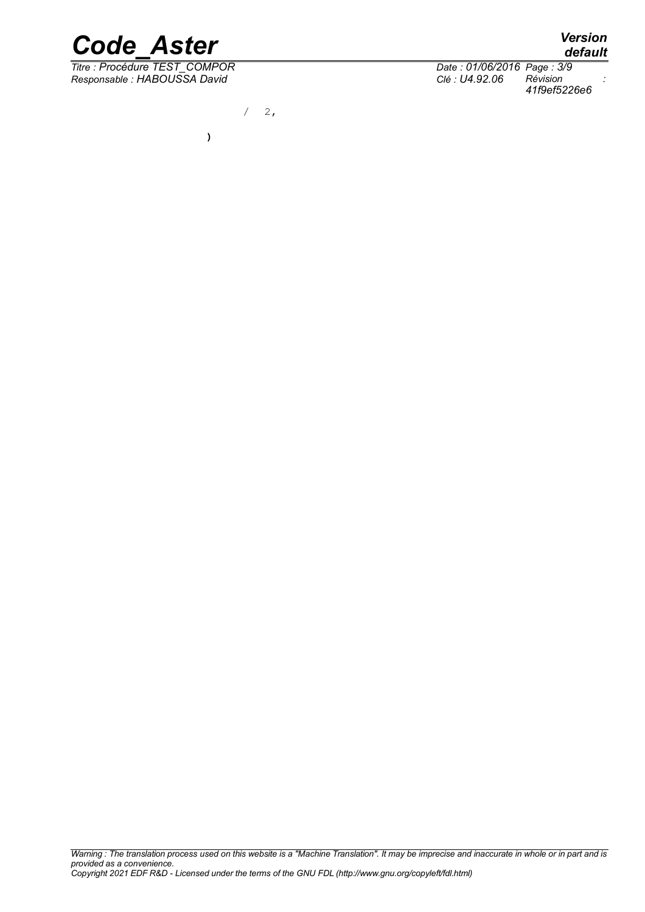```
                    /  2,
                )
```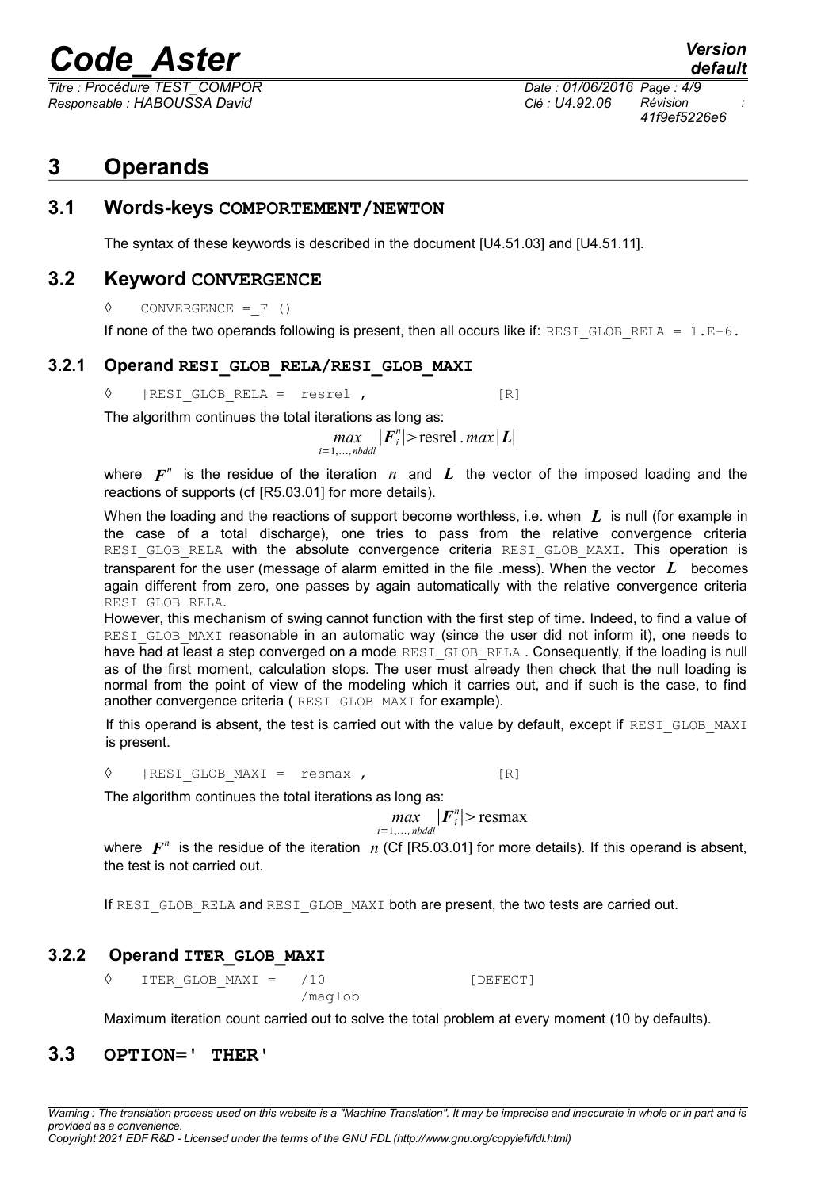# 3 Operands

## 3.1 Words-keys COMPORTEMENT/NEWTON

The syntax of these keywords is described in the document [U4.51.03] and [U4.51.11].

## 3.2 Keyword CONVERGENCE

```
◊    CONVERGENCE = _F ()
```

If none of the two operands following is present, then all occurs like if: `RESI_GLOB_RELA = 1.E-6.`

### 3.2.1 Operand RESI_GLOB_RELA/RESI_GLOB_MAXI

```
◊    |RESI_GLOB_RELA =  resrel ,                [R]
```

The algorithm continues the total iterations as long as:

$$\max_{i=1,\ldots,nbddl} |F_i^n| > \text{resrel} \, . \max |L|$$

where $F^n$ is the residue of the iteration $n$ and $L$ the vector of the imposed loading and the reactions of supports (cf [R5.03.01] for more details).

When the loading and the reactions of support become worthless, i.e. when $L$ is null (for example in the case of a total discharge), one tries to pass from the relative convergence criteria `RESI_GLOB_RELA` with the absolute convergence criteria `RESI_GLOB_MAXI`. This operation is transparent for the user (message of alarm emitted in the file .mess). When the vector $L$ becomes again different from zero, one passes by again automatically with the relative convergence criteria `RESI_GLOB_RELA`.

However, this mechanism of swing cannot function with the first step of time. Indeed, to find a value of `RESI_GLOB_MAXI` reasonable in an automatic way (since the user did not inform it), one needs to have had at least a step converged on a mode `RESI_GLOB_RELA`. Consequently, if the loading is null as of the first moment, calculation stops. The user must already then check that the null loading is normal from the point of view of the modeling which it carries out, and if such is the case, to find another convergence criteria ( `RESI_GLOB_MAXI` for example).

If this operand is absent, the test is carried out with the value by default, except if `RESI_GLOB_MAXI` is present.

```
◊    |RESI_GLOB_MAXI =  resmax ,                [R]
```

The algorithm continues the total iterations as long as:

$$\max_{i=1,\ldots,nbddl} |F_i^n| > \text{resmax}$$

where $F^n$ is the residue of the iteration $n$ (Cf [R5.03.01] for more details). If this operand is absent, the test is not carried out.

If `RESI_GLOB_RELA` and `RESI_GLOB_MAXI` both are present, the two tests are carried out.

### 3.2.2 Operand ITER_GLOB_MAXI

```
◊    ITER_GLOB_MAXI =   /10                    [DEFECT]
                        /maglob
```

Maximum iteration count carried out to solve the total problem at every moment (10 by defaults).

## 3.3 OPTION=' THER'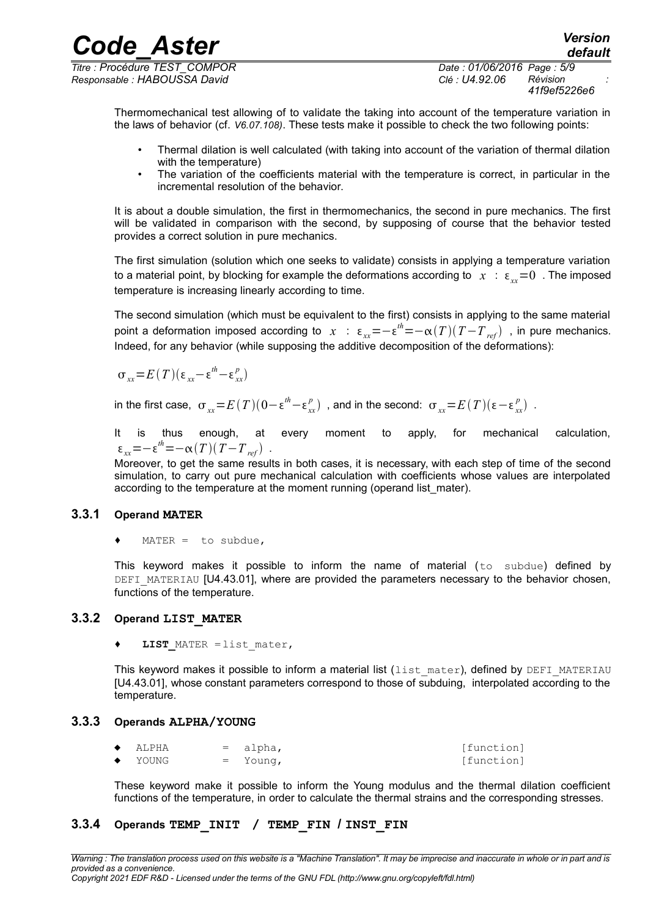Thermomechanical test allowing of to validate the taking into account of the temperature variation in the laws of behavior (cf. *V6.07.108)*. These tests make it possible to check the two following points:

- Thermal dilation is well calculated (with taking into account of the variation of thermal dilation with the temperature)
- The variation of the coefficients material with the temperature is correct, in particular in the incremental resolution of the behavior.

It is about a double simulation, the first in thermomechanics, the second in pure mechanics. The first will be validated in comparison with the second, by supposing of course that the behavior tested provides a correct solution in pure mechanics.

The first simulation (solution which one seeks to validate) consists in applying a temperature variation to a material point, by blocking for example the deformations according to $x$ : $\varepsilon_{xx}=0$ . The imposed temperature is increasing linearly according to time.

The second simulation (which must be equivalent to the first) consists in applying to the same material point a deformation imposed according to $x$ : $\varepsilon_{xx}=-\varepsilon^{th}=-\alpha(T)(T-T_{ref})$ , in pure mechanics. Indeed, for any behavior (while supposing the additive decomposition of the deformations):

$$\sigma_{xx}=E(T)(\varepsilon_{xx}-\varepsilon^{th}-\varepsilon_{xx}^{p})$$

in the first case, $\sigma_{xx}=E(T)(0-\varepsilon^{th}-\varepsilon_{xx}^{p})$ , and in the second: $\sigma_{xx}=E(T)(\varepsilon-\varepsilon_{xx}^{p})$ .

It is thus enough, at every moment to apply, for mechanical calculation, $\varepsilon_{xx}=-\varepsilon^{th}=-\alpha(T)(T-T_{ref})$ .

Moreover, to get the same results in both cases, it is necessary, with each step of time of the second simulation, to carry out pure mechanical calculation with coefficients whose values are interpolated according to the temperature at the moment running (operand list_mater).

### 3.3.1 Operand **MATER**

♦ `MATER = to subdue,`

This keyword makes it possible to inform the name of material (`to subdue`) defined by `DEFI_MATERIAU` [U4.43.01], where are provided the parameters necessary to the behavior chosen, functions of the temperature.

### 3.3.2 Operand **LIST_MATER**

♦ `LIST_MATER =list_mater,`

This keyword makes it possible to inform a material list (`list_mater`), defined by `DEFI_MATERIAU` [U4.43.01], whose constant parameters correspond to those of subduing, interpolated according to the temperature.

### 3.3.3 Operands **ALPHA/YOUNG**

```
◆  ALPHA    =  alpha,                               [function]
◆  YOUNG    =  Young,                               [function]
```

These keyword make it possible to inform the Young modulus and the thermal dilation coefficient functions of the temperature, in order to calculate the thermal strains and the corresponding stresses.

### 3.3.4 Operands **TEMP_INIT / TEMP_FIN / INST_FIN**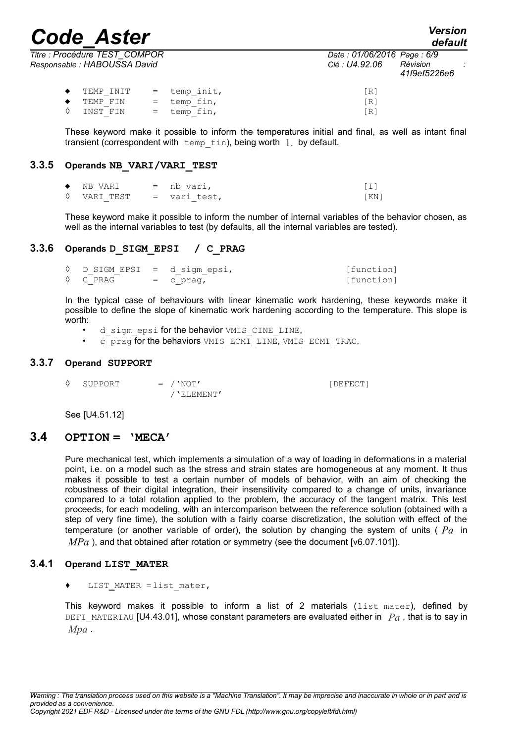```
◆  TEMP_INIT    =  temp_init,                                    [R]
◆  TEMP_FIN     =  temp_fin,                                     [R]
◊  INST_FIN     =  temp_fin,                                     [R]
```

These keyword make it possible to inform the temperatures initial and final, as well as intant final transient (correspondent with `temp_fin`), being worth 1. by default.

### 3.3.5 Operands NB_VARI/VARI_TEST

```
◆  NB_VARI      =  nb_vari,                                      [I]
◊  VARI_TEST    =  vari_test,                                    [KN]
```

These keyword make it possible to inform the number of internal variables of the behavior chosen, as well as the internal variables to test (by defaults, all the internal variables are tested).

### 3.3.6 Operands D_SIGM_EPSI / C_PRAG

```
◊  D_SIGM_EPSI  =  d_sigm_epsi,                                  [function]
◊  C_PRAG       =  c_prag,                                       [function]
```

In the typical case of behaviours with linear kinematic work hardening, these keywords make it possible to define the slope of kinematic work hardening according to the temperature. This slope is worth:

- `d_sigm_epsi` for the behavior `VMIS_CINE_LINE`,
- `c_prag` for the behaviors `VMIS_ECMI_LINE`, `VMIS_ECMI_TRAC`.

### 3.3.7 Operand SUPPORT

```
◊  SUPPORT      =  /'NOT'                                        [DEFECT]
                   /'ELEMENT'
```

See [U4.51.12]

## 3.4 OPTION = 'MECA'

Pure mechanical test, which implements a simulation of a way of loading in deformations in a material point, i.e. on a model such as the stress and strain states are homogeneous at any moment. It thus makes it possible to test a certain number of models of behavior, with an aim of checking the robustness of their digital integration, their insensitivity compared to a change of units, invariance compared to a total rotation applied to the problem, the accuracy of the tangent matrix. This test proceeds, for each modeling, with an intercomparison between the reference solution (obtained with a step of very fine time), the solution with a fairly coarse discretization, the solution with effect of the temperature (or another variable of order), the solution by changing the system of units ( $Pa$ in $MPa$ ), and that obtained after rotation or symmetry (see the document [v6.07.101]).

### 3.4.1 Operand LIST_MATER

```
♦  LIST_MATER =list_mater,
```

This keyword makes it possible to inform a list of 2 materials (`list_mater`), defined by `DEFI_MATERIAU` [U4.43.01], whose constant parameters are evaluated either in $Pa$ , that is to say in $Mpa$ .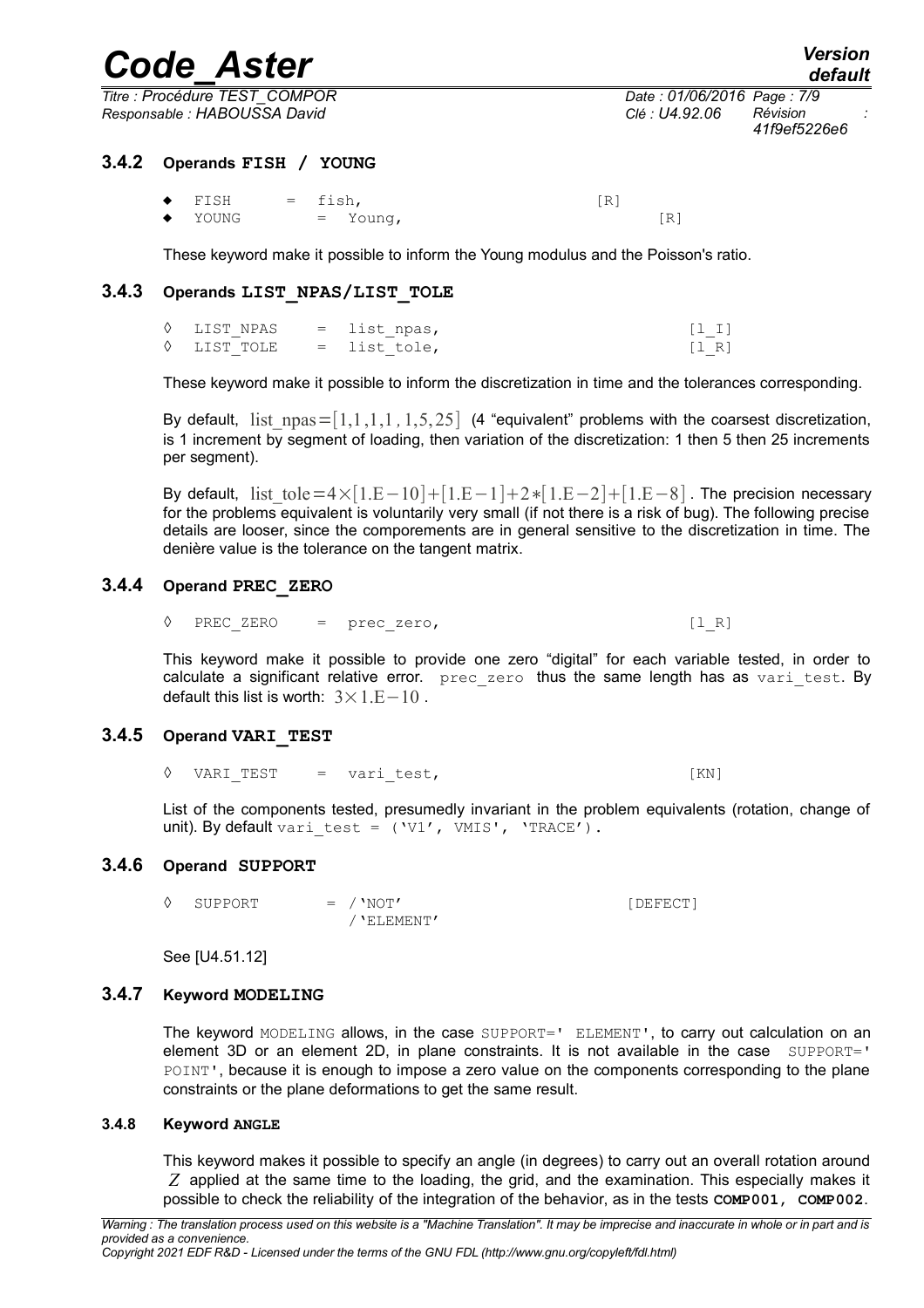### 3.4.2 Operands **FISH / YOUNG**

```
◆  FISH     =  fish,                         [R]
◆  YOUNG       =  Young,                          [R]
```

These keyword make it possible to inform the Young modulus and the Poisson's ratio.

### 3.4.3 Operands **LIST_NPAS/LIST_TOLE**

```
◊  LIST_NPAS    =  list_npas,                    [l_I]
◊  LIST_TOLE    =  list_tole,                    [l_R]
```

These keyword make it possible to inform the discretization in time and the tolerances corresponding.

By default, $\text{list\_npas}=[1,1,1,1,1,5,25]$ (4 "equivalent" problems with the coarsest discretization, is 1 increment by segment of loading, then variation of the discretization: 1 then 5 then 25 increments per segment).

By default, $\text{list\_tole}=4\times[1.E-10]+[1.E-1]+2*[1.E-2]+[1.E-8]$. The precision necessary for the problems equivalent is voluntarily very small (if not there is a risk of bug). The following precise details are looser, since the comporements are in general sensitive to the discretization in time. The denière value is the tolerance on the tangent matrix.

### 3.4.4 Operand **PREC_ZERO**

```
◊  PREC_ZERO    =  prec_zero,                    [l_R]
```

This keyword make it possible to provide one zero "digital" for each variable tested, in order to calculate a significant relative error. prec_zero thus the same length has as vari_test. By default this list is worth: $3\times1.E-10$.

### 3.4.5 Operand **VARI_TEST**

```
◊  VARI_TEST    =  vari_test,                    [KN]
```

List of the components tested, presumedly invariant in the problem equivalents (rotation, change of unit). By default vari_test = ('V1', VMIS', 'TRACE').

### 3.4.6 Operand **SUPPORT**

```
◊  SUPPORT       = /'NOT'                        [DEFECT]
                   /'ELEMENT'
```

See [U4.51.12]

### 3.4.7 Keyword **MODELING**

The keyword MODELING allows, in the case SUPPORT=' ELEMENT', to carry out calculation on an element 3D or an element 2D, in plane constraints. It is not available in the case SUPPORT=' POINT', because it is enough to impose a zero value on the components corresponding to the plane constraints or the plane deformations to get the same result.

#### 3.4.8 Keyword **ANGLE**

This keyword makes it possible to specify an angle (in degrees) to carry out an overall rotation around $Z$ applied at the same time to the loading, the grid, and the examination. This especially makes it possible to check the reliability of the integration of the behavior, as in the tests **COMP001, COMP002**.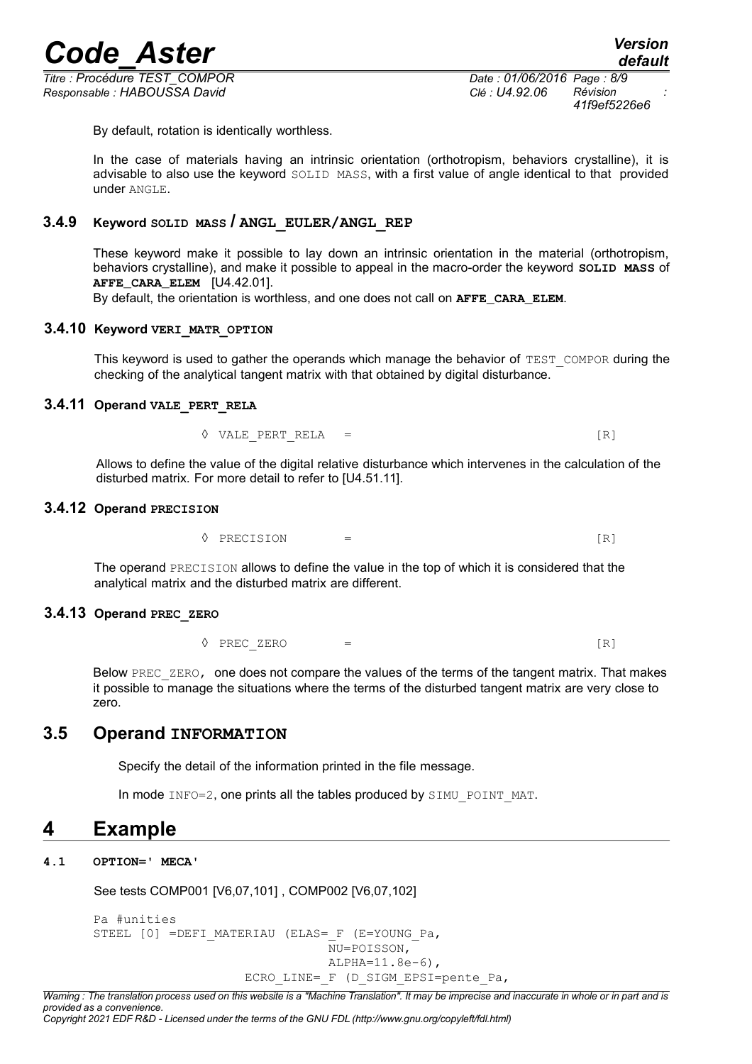By default, rotation is identically worthless.

In the case of materials having an intrinsic orientation (orthotropism, behaviors crystalline), it is advisable to also use the keyword SOLID MASS, with a first value of angle identical to that provided under ANGLE.

### 3.4.9 Keyword SOLID MASS / ANGL_EULER/ANGL_REP

These keyword make it possible to lay down an intrinsic orientation in the material (orthotropism, behaviors crystalline), and make it possible to appeal in the macro-order the keyword **SOLID MASS** of **AFFE_CARA_ELEM** [U4.42.01].
By default, the orientation is worthless, and one does not call on **AFFE_CARA_ELEM**.

### 3.4.10 Keyword VERI_MATR_OPTION

This keyword is used to gather the operands which manage the behavior of TEST_COMPOR during the checking of the analytical tangent matrix with that obtained by digital disturbance.

### 3.4.11 Operand VALE_PERT_RELA

◊ VALE_PERT_RELA = [R]

Allows to define the value of the digital relative disturbance which intervenes in the calculation of the disturbed matrix. For more detail to refer to [U4.51.11].

### 3.4.12 Operand PRECISION

◊ PRECISION = [R]

The operand PRECISION allows to define the value in the top of which it is considered that the analytical matrix and the disturbed matrix are different.

### 3.4.13 Operand PREC_ZERO

◊ PREC_ZERO = [R]

Below PREC_ZERO, one does not compare the values of the terms of the tangent matrix. That makes it possible to manage the situations where the terms of the disturbed tangent matrix are very close to zero.

## 3.5 Operand INFORMATION

Specify the detail of the information printed in the file message.

In mode INFO=2, one prints all the tables produced by SIMU_POINT_MAT.

# 4 Example

### 4.1 OPTION=' MECA'

See tests COMP001 [V6,07,101] , COMP002 [V6,07,102]

```
Pa #unities
STEEL [0] =DEFI_MATERIAU (ELAS=_F (E=YOUNG_Pa,
                                  NU=POISSON,
                                  ALPHA=11.8e-6),
                        ECRO_LINE=_F (D_SIGM_EPSI=pente_Pa,
```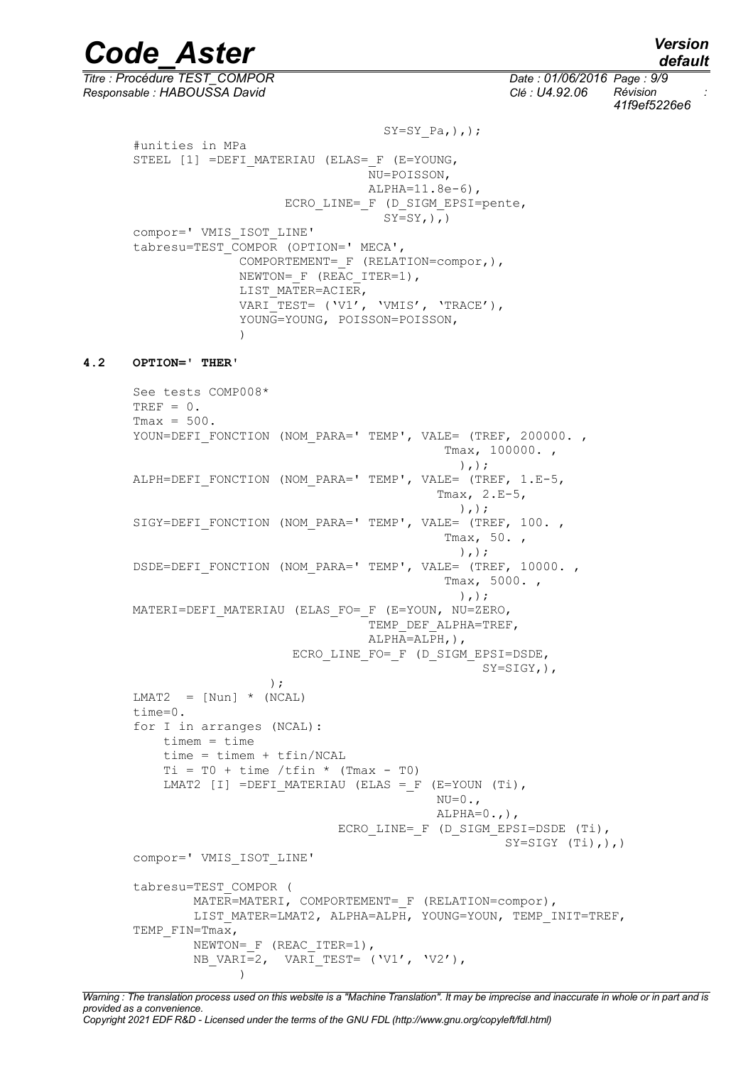```
                              SY=SY_Pa,),);
#unities in MPa
STEEL [1] =DEFI_MATERIAU (ELAS=_F (E=YOUNG,
                                  NU=POISSON,
                                  ALPHA=11.8e-6),
                    ECRO_LINE=_F (D_SIGM_EPSI=pente,
                                  SY=SY,),)
compor=' VMIS_ISOT_LINE'
tabresu=TEST_COMPOR (OPTION=' MECA',
              COMPORTEMENT=_F (RELATION=compor,),
              NEWTON=_F (REAC_ITER=1),
              LIST_MATER=ACIER,
              VARI_TEST= ('V1', 'VMIS', 'TRACE'),
              YOUNG=YOUNG, POISSON=POISSON,
              )
```

### 4.2 OPTION=' THER'

```
See tests COMP008*
TREF = 0.
Tmax = 500.
YOUN=DEFI_FONCTION (NOM_PARA=' TEMP', VALE= (TREF, 200000. ,
                                             Tmax, 100000. ,
                                              ),);
ALPH=DEFI_FONCTION (NOM_PARA=' TEMP', VALE= (TREF, 1.E-5,
                                            Tmax, 2.E-5,
                                              ),);
SIGY=DEFI_FONCTION (NOM_PARA=' TEMP', VALE= (TREF, 100. ,
                                             Tmax, 50. ,
                                              ),);
DSDE=DEFI_FONCTION (NOM_PARA=' TEMP', VALE= (TREF, 10000. ,
                                             Tmax, 5000. ,
                                              ),);
MATERI=DEFI_MATERIAU (ELAS_FO=_F (E=YOUN, NU=ZERO,
                                  TEMP_DEF_ALPHA=TREF,
                                  ALPHA=ALPH,),
                      ECRO_LINE_FO=_F (D_SIGM_EPSI=DSDE,
                                       SY=SIGY,),
                  );
LMAT2  = [Nun] * (NCAL)
time=0.
for I in arranges (NCAL):
    timem = time
    time = timem + tfin/NCAL
    Ti = T0 + time /tfin * (Tmax - T0)
    LMAT2 [I] =DEFI_MATERIAU (ELAS =_F (E=YOUN (Ti),
                                        NU=0.,
                                        ALPHA=0.,),
                              ECRO_LINE=_F (D_SIGM_EPSI=DSDE (Ti),
                                            SY=SIGY (Ti),),)
compor=' VMIS_ISOT_LINE'

tabresu=TEST_COMPOR (
        MATER=MATERI, COMPORTEMENT=_F (RELATION=compor),
        LIST_MATER=LMAT2, ALPHA=ALPH, YOUNG=YOUN, TEMP_INIT=TREF,
TEMP_FIN=Tmax,
        NEWTON=_F (REAC_ITER=1),
        NB_VARI=2,  VARI_TEST= ('V1', 'V2'),
              )
```